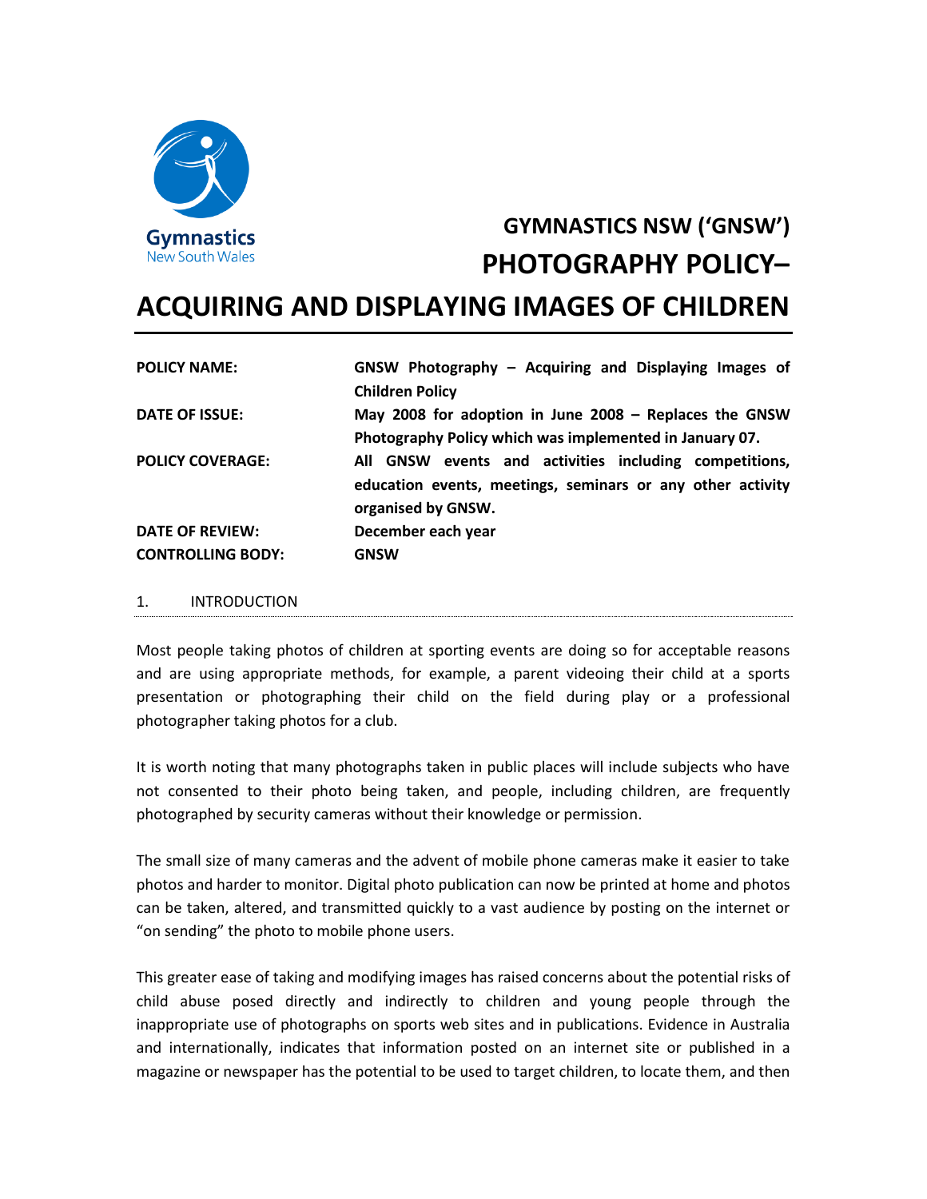# GYMNASTICS NSW ('GNSW') PHOTOGRAPHY POLICY– ACQUIRING AND DISPLAYING IMAGES OF CHILDREN

| | |
|---|---|
| **POLICY NAME:** | **GNSW Photography – Acquiring and Displaying Images of Children Policy** |
| **DATE OF ISSUE:** | **May 2008 for adoption in June 2008 – Replaces the GNSW Photography Policy which was implemented in January 07.** |
| **POLICY COVERAGE:** | **All GNSW events and activities including competitions, education events, meetings, seminars or any other activity organised by GNSW.** |
| **DATE OF REVIEW:** | **December each year** |
| **CONTROLLING BODY:** | **GNSW** |

## 1. INTRODUCTION

Most people taking photos of children at sporting events are doing so for acceptable reasons and are using appropriate methods, for example, a parent videoing their child at a sports presentation or photographing their child on the field during play or a professional photographer taking photos for a club.

It is worth noting that many photographs taken in public places will include subjects who have not consented to their photo being taken, and people, including children, are frequently photographed by security cameras without their knowledge or permission.

The small size of many cameras and the advent of mobile phone cameras make it easier to take photos and harder to monitor. Digital photo publication can now be printed at home and photos can be taken, altered, and transmitted quickly to a vast audience by posting on the internet or "on sending" the photo to mobile phone users.

This greater ease of taking and modifying images has raised concerns about the potential risks of child abuse posed directly and indirectly to children and young people through the inappropriate use of photographs on sports web sites and in publications. Evidence in Australia and internationally, indicates that information posted on an internet site or published in a magazine or newspaper has the potential to be used to target children, to locate them, and then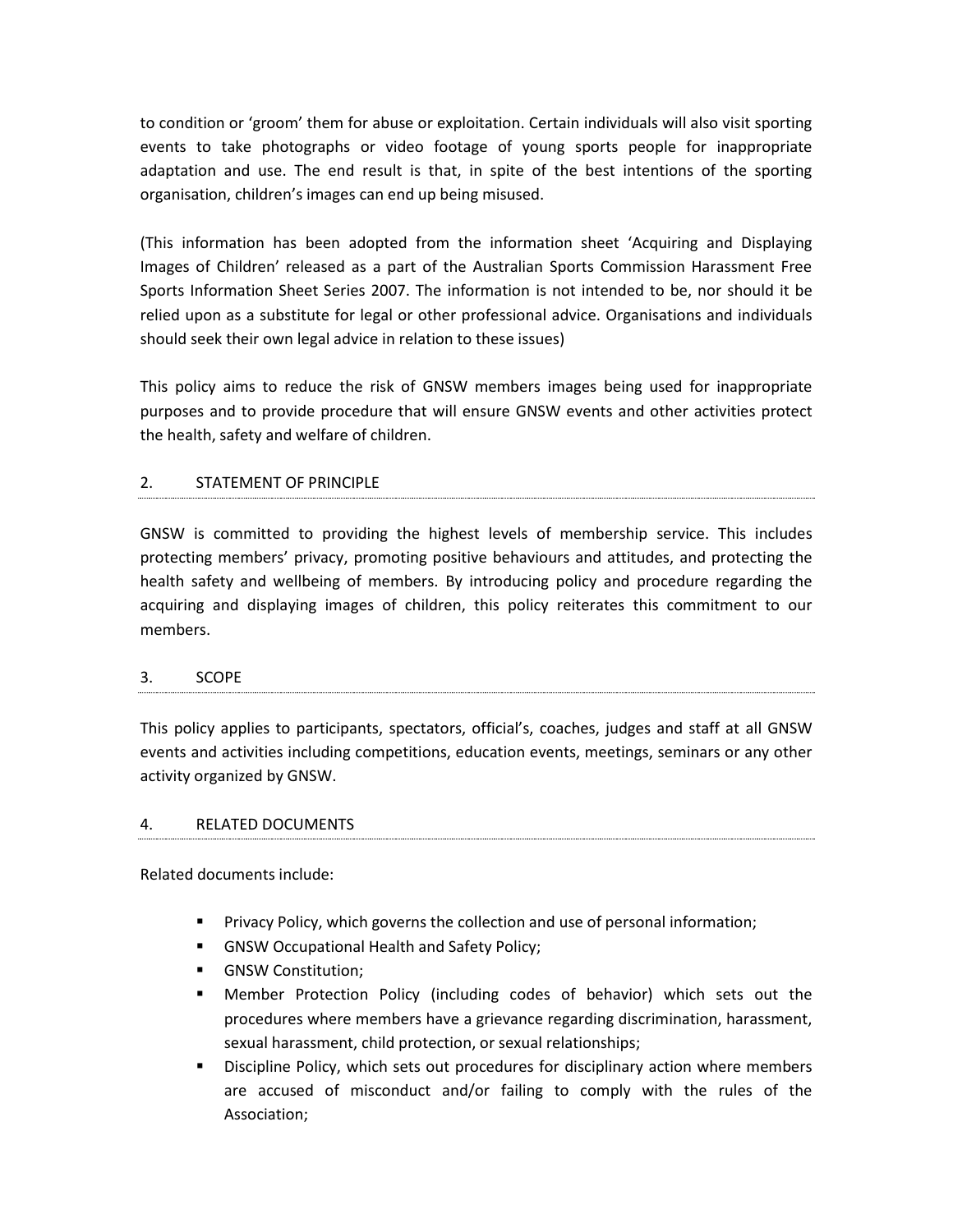to condition or 'groom' them for abuse or exploitation. Certain individuals will also visit sporting events to take photographs or video footage of young sports people for inappropriate adaptation and use. The end result is that, in spite of the best intentions of the sporting organisation, children's images can end up being misused.

(This information has been adopted from the information sheet 'Acquiring and Displaying Images of Children' released as a part of the Australian Sports Commission Harassment Free Sports Information Sheet Series 2007. The information is not intended to be, nor should it be relied upon as a substitute for legal or other professional advice. Organisations and individuals should seek their own legal advice in relation to these issues)

This policy aims to reduce the risk of GNSW members images being used for inappropriate purposes and to provide procedure that will ensure GNSW events and other activities protect the health, safety and welfare of children.

## 2. STATEMENT OF PRINCIPLE

GNSW is committed to providing the highest levels of membership service. This includes protecting members' privacy, promoting positive behaviours and attitudes, and protecting the health safety and wellbeing of members. By introducing policy and procedure regarding the acquiring and displaying images of children, this policy reiterates this commitment to our members.

## 3. SCOPE

This policy applies to participants, spectators, official's, coaches, judges and staff at all GNSW events and activities including competitions, education events, meetings, seminars or any other activity organized by GNSW.

## 4. RELATED DOCUMENTS

Related documents include:

- Privacy Policy, which governs the collection and use of personal information;
- GNSW Occupational Health and Safety Policy;
- GNSW Constitution;
- Member Protection Policy (including codes of behavior) which sets out the procedures where members have a grievance regarding discrimination, harassment, sexual harassment, child protection, or sexual relationships;
- Discipline Policy, which sets out procedures for disciplinary action where members are accused of misconduct and/or failing to comply with the rules of the Association;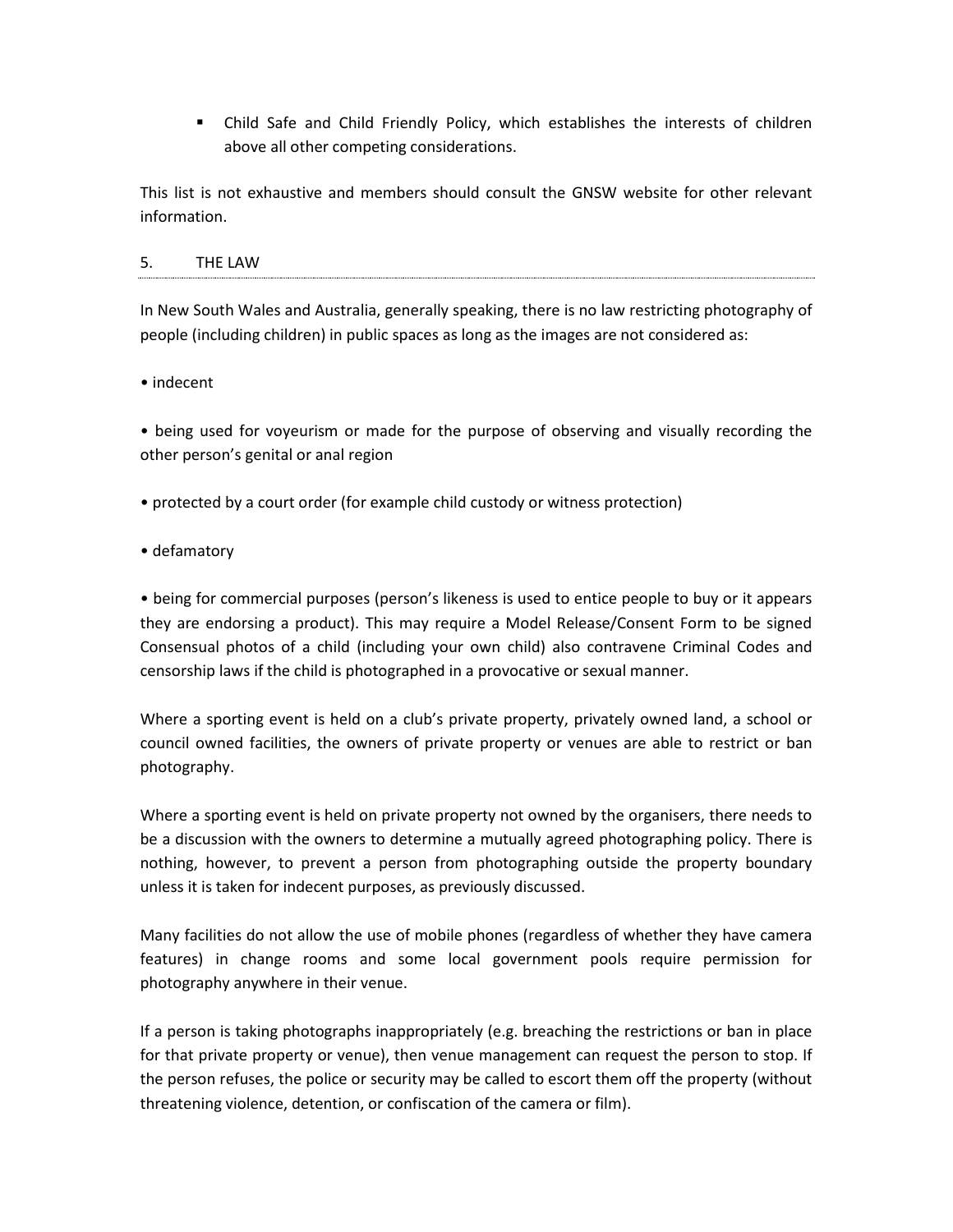- Child Safe and Child Friendly Policy, which establishes the interests of children above all other competing considerations.

This list is not exhaustive and members should consult the GNSW website for other relevant information.

## 5. THE LAW

In New South Wales and Australia, generally speaking, there is no law restricting photography of people (including children) in public spaces as long as the images are not considered as:

- indecent
- being used for voyeurism or made for the purpose of observing and visually recording the other person's genital or anal region
- protected by a court order (for example child custody or witness protection)
- defamatory
- being for commercial purposes (person's likeness is used to entice people to buy or it appears they are endorsing a product). This may require a Model Release/Consent Form to be signed Consensual photos of a child (including your own child) also contravene Criminal Codes and censorship laws if the child is photographed in a provocative or sexual manner.

Where a sporting event is held on a club's private property, privately owned land, a school or council owned facilities, the owners of private property or venues are able to restrict or ban photography.

Where a sporting event is held on private property not owned by the organisers, there needs to be a discussion with the owners to determine a mutually agreed photographing policy. There is nothing, however, to prevent a person from photographing outside the property boundary unless it is taken for indecent purposes, as previously discussed.

Many facilities do not allow the use of mobile phones (regardless of whether they have camera features) in change rooms and some local government pools require permission for photography anywhere in their venue.

If a person is taking photographs inappropriately (e.g. breaching the restrictions or ban in place for that private property or venue), then venue management can request the person to stop. If the person refuses, the police or security may be called to escort them off the property (without threatening violence, detention, or confiscation of the camera or film).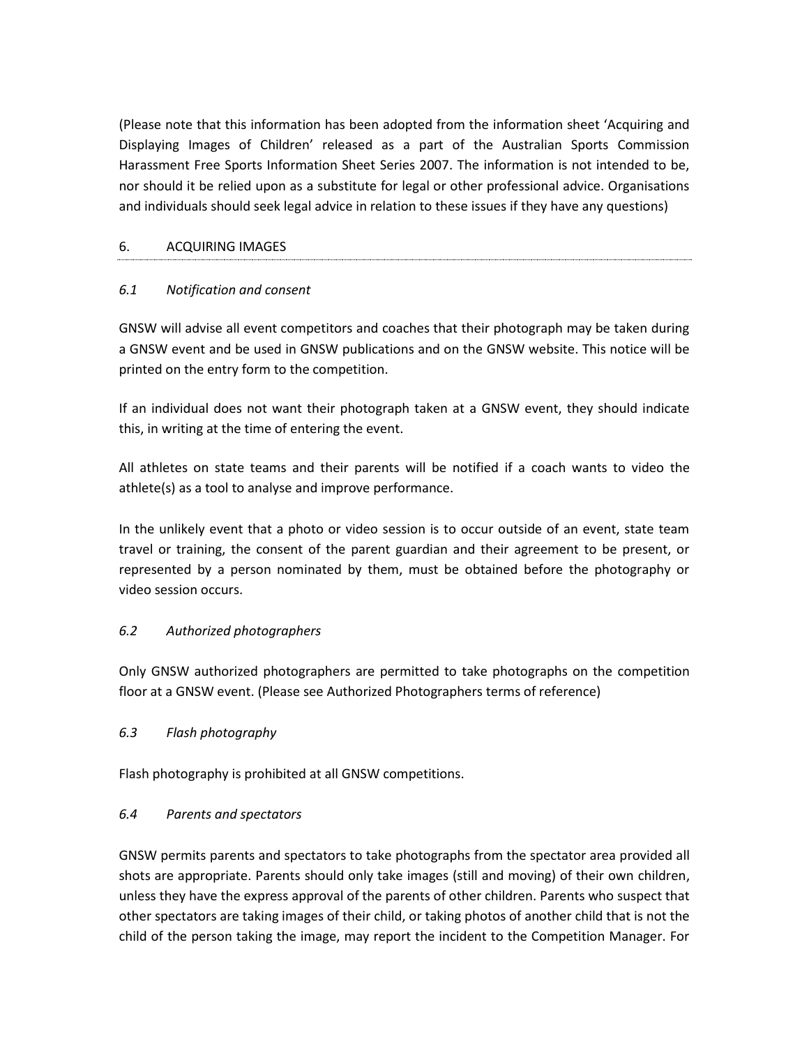(Please note that this information has been adopted from the information sheet 'Acquiring and Displaying Images of Children' released as a part of the Australian Sports Commission Harassment Free Sports Information Sheet Series 2007. The information is not intended to be, nor should it be relied upon as a substitute for legal or other professional advice. Organisations and individuals should seek legal advice in relation to these issues if they have any questions)

## 6. ACQUIRING IMAGES

### *6.1 Notification and consent*

GNSW will advise all event competitors and coaches that their photograph may be taken during a GNSW event and be used in GNSW publications and on the GNSW website. This notice will be printed on the entry form to the competition.

If an individual does not want their photograph taken at a GNSW event, they should indicate this, in writing at the time of entering the event.

All athletes on state teams and their parents will be notified if a coach wants to video the athlete(s) as a tool to analyse and improve performance.

In the unlikely event that a photo or video session is to occur outside of an event, state team travel or training, the consent of the parent guardian and their agreement to be present, or represented by a person nominated by them, must be obtained before the photography or video session occurs.

### *6.2 Authorized photographers*

Only GNSW authorized photographers are permitted to take photographs on the competition floor at a GNSW event. (Please see Authorized Photographers terms of reference)

### *6.3 Flash photography*

Flash photography is prohibited at all GNSW competitions.

### *6.4 Parents and spectators*

GNSW permits parents and spectators to take photographs from the spectator area provided all shots are appropriate. Parents should only take images (still and moving) of their own children, unless they have the express approval of the parents of other children. Parents who suspect that other spectators are taking images of their child, or taking photos of another child that is not the child of the person taking the image, may report the incident to the Competition Manager. For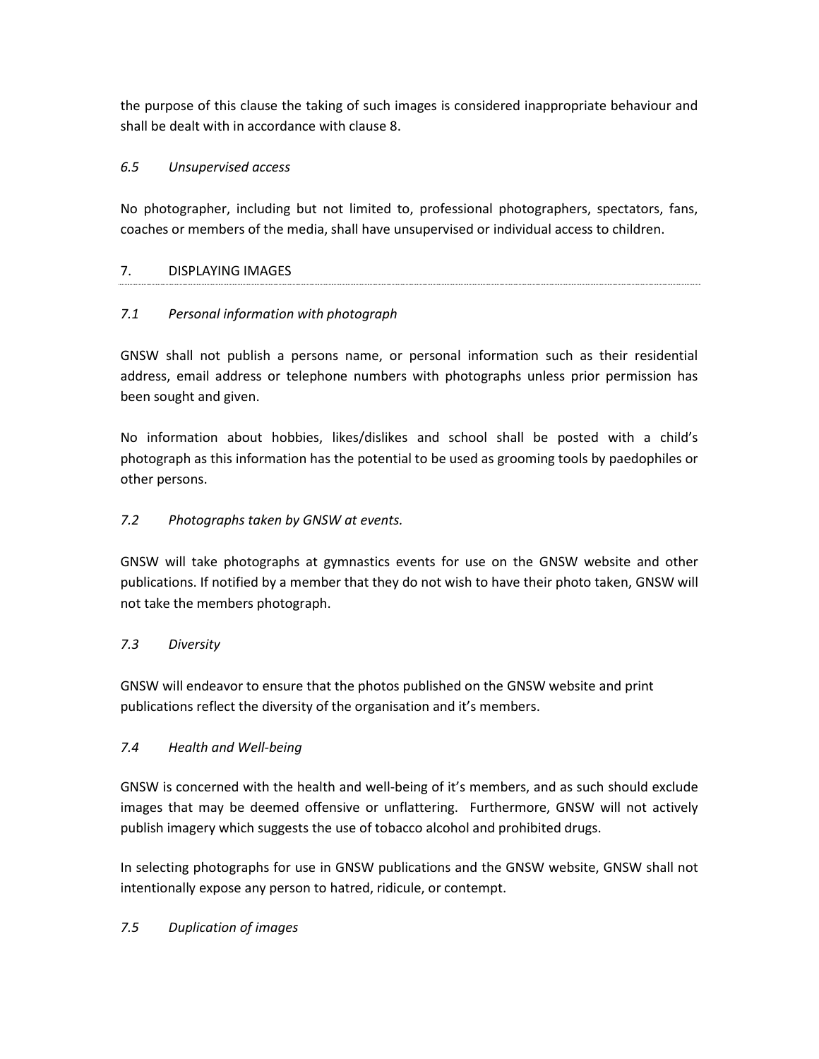the purpose of this clause the taking of such images is considered inappropriate behaviour and shall be dealt with in accordance with clause 8.

### *6.5 Unsupervised access*

No photographer, including but not limited to, professional photographers, spectators, fans, coaches or members of the media, shall have unsupervised or individual access to children.

## 7. DISPLAYING IMAGES

### *7.1 Personal information with photograph*

GNSW shall not publish a persons name, or personal information such as their residential address, email address or telephone numbers with photographs unless prior permission has been sought and given.

No information about hobbies, likes/dislikes and school shall be posted with a child's photograph as this information has the potential to be used as grooming tools by paedophiles or other persons.

### *7.2 Photographs taken by GNSW at events.*

GNSW will take photographs at gymnastics events for use on the GNSW website and other publications. If notified by a member that they do not wish to have their photo taken, GNSW will not take the members photograph.

### *7.3 Diversity*

GNSW will endeavor to ensure that the photos published on the GNSW website and print publications reflect the diversity of the organisation and it's members.

### *7.4 Health and Well-being*

GNSW is concerned with the health and well-being of it's members, and as such should exclude images that may be deemed offensive or unflattering. Furthermore, GNSW will not actively publish imagery which suggests the use of tobacco alcohol and prohibited drugs.

In selecting photographs for use in GNSW publications and the GNSW website, GNSW shall not intentionally expose any person to hatred, ridicule, or contempt.

### *7.5 Duplication of images*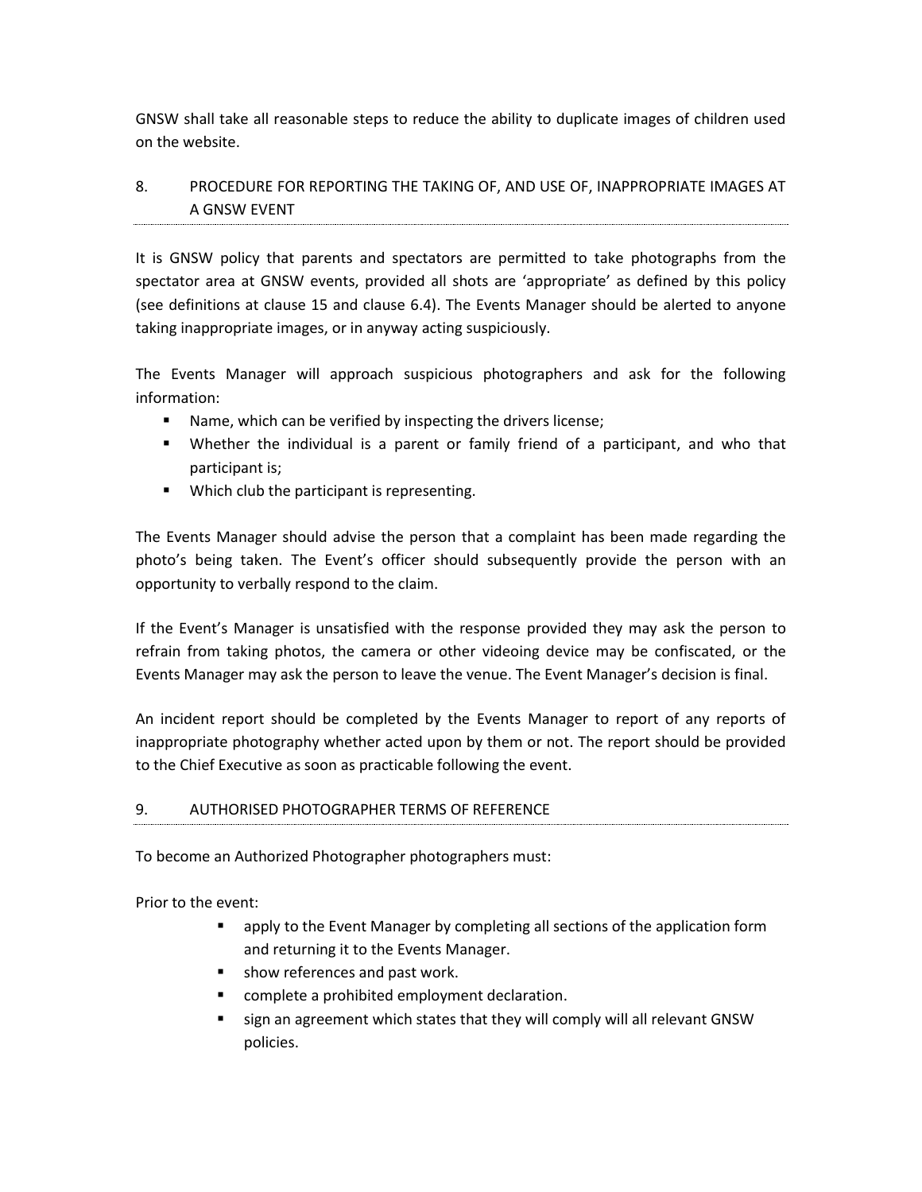GNSW shall take all reasonable steps to reduce the ability to duplicate images of children used on the website.

## 8. PROCEDURE FOR REPORTING THE TAKING OF, AND USE OF, INAPPROPRIATE IMAGES AT A GNSW EVENT

It is GNSW policy that parents and spectators are permitted to take photographs from the spectator area at GNSW events, provided all shots are 'appropriate' as defined by this policy (see definitions at clause 15 and clause 6.4). The Events Manager should be alerted to anyone taking inappropriate images, or in anyway acting suspiciously.

The Events Manager will approach suspicious photographers and ask for the following information:

- Name, which can be verified by inspecting the drivers license;
- Whether the individual is a parent or family friend of a participant, and who that participant is;
- Which club the participant is representing.

The Events Manager should advise the person that a complaint has been made regarding the photo's being taken. The Event's officer should subsequently provide the person with an opportunity to verbally respond to the claim.

If the Event's Manager is unsatisfied with the response provided they may ask the person to refrain from taking photos, the camera or other videoing device may be confiscated, or the Events Manager may ask the person to leave the venue. The Event Manager's decision is final.

An incident report should be completed by the Events Manager to report of any reports of inappropriate photography whether acted upon by them or not. The report should be provided to the Chief Executive as soon as practicable following the event.

## 9. AUTHORISED PHOTOGRAPHER TERMS OF REFERENCE

To become an Authorized Photographer photographers must:

Prior to the event:

- apply to the Event Manager by completing all sections of the application form and returning it to the Events Manager.
- show references and past work.
- complete a prohibited employment declaration.
- sign an agreement which states that they will comply will all relevant GNSW policies.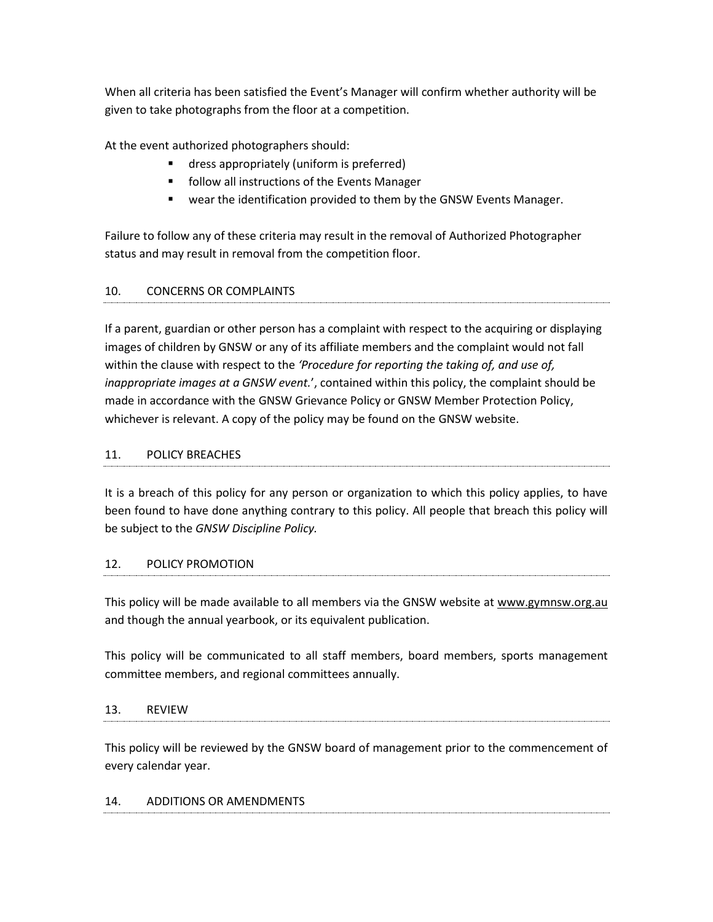When all criteria has been satisfied the Event's Manager will confirm whether authority will be given to take photographs from the floor at a competition.

At the event authorized photographers should:

- dress appropriately (uniform is preferred)
- follow all instructions of the Events Manager
- wear the identification provided to them by the GNSW Events Manager.

Failure to follow any of these criteria may result in the removal of Authorized Photographer status and may result in removal from the competition floor.

## 10. CONCERNS OR COMPLAINTS

If a parent, guardian or other person has a complaint with respect to the acquiring or displaying images of children by GNSW or any of its affiliate members and the complaint would not fall within the clause with respect to the *'Procedure for reporting the taking of, and use of, inappropriate images at a GNSW event.*', contained within this policy, the complaint should be made in accordance with the GNSW Grievance Policy or GNSW Member Protection Policy, whichever is relevant. A copy of the policy may be found on the GNSW website.

## 11. POLICY BREACHES

It is a breach of this policy for any person or organization to which this policy applies, to have been found to have done anything contrary to this policy. All people that breach this policy will be subject to the *GNSW Discipline Policy.*

## 12. POLICY PROMOTION

This policy will be made available to all members via the GNSW website at www.gymnsw.org.au and though the annual yearbook, or its equivalent publication.

This policy will be communicated to all staff members, board members, sports management committee members, and regional committees annually.

## 13. REVIEW

This policy will be reviewed by the GNSW board of management prior to the commencement of every calendar year.

## 14. ADDITIONS OR AMENDMENTS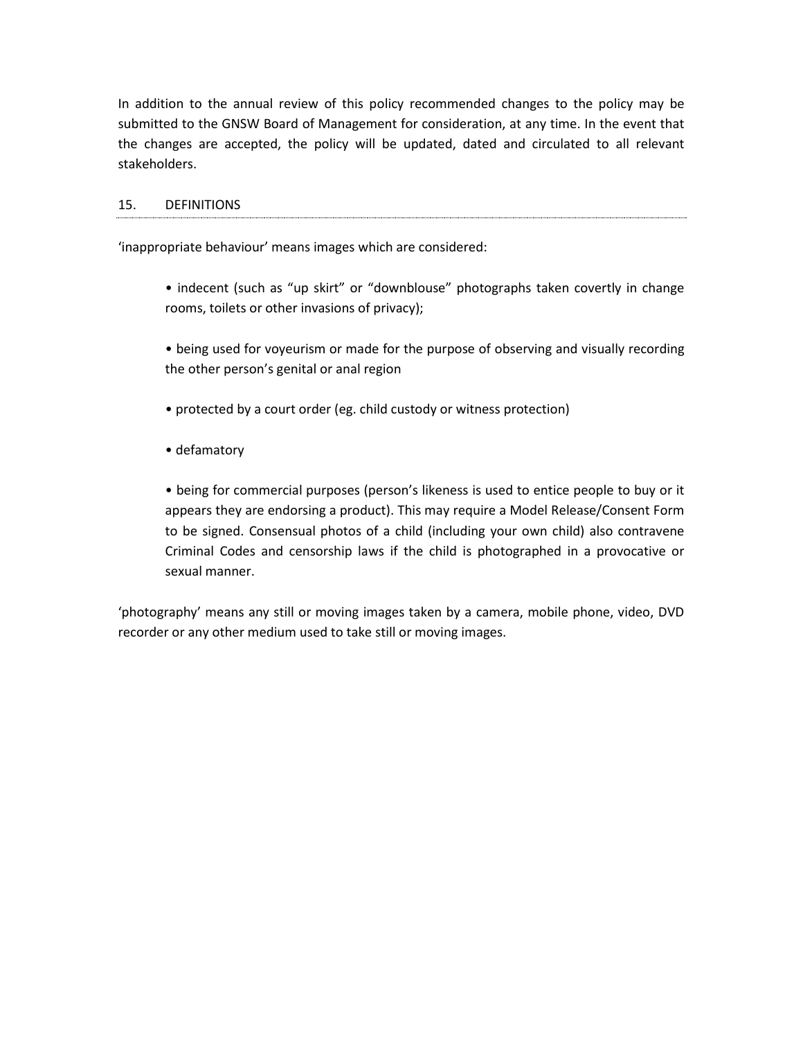In addition to the annual review of this policy recommended changes to the policy may be submitted to the GNSW Board of Management for consideration, at any time. In the event that the changes are accepted, the policy will be updated, dated and circulated to all relevant stakeholders.

## 15. DEFINITIONS

'inappropriate behaviour' means images which are considered:

- indecent (such as "up skirt" or "downblouse" photographs taken covertly in change rooms, toilets or other invasions of privacy);
- being used for voyeurism or made for the purpose of observing and visually recording the other person's genital or anal region
- protected by a court order (eg. child custody or witness protection)
- defamatory
- being for commercial purposes (person's likeness is used to entice people to buy or it appears they are endorsing a product). This may require a Model Release/Consent Form to be signed. Consensual photos of a child (including your own child) also contravene Criminal Codes and censorship laws if the child is photographed in a provocative or sexual manner.

'photography' means any still or moving images taken by a camera, mobile phone, video, DVD recorder or any other medium used to take still or moving images.